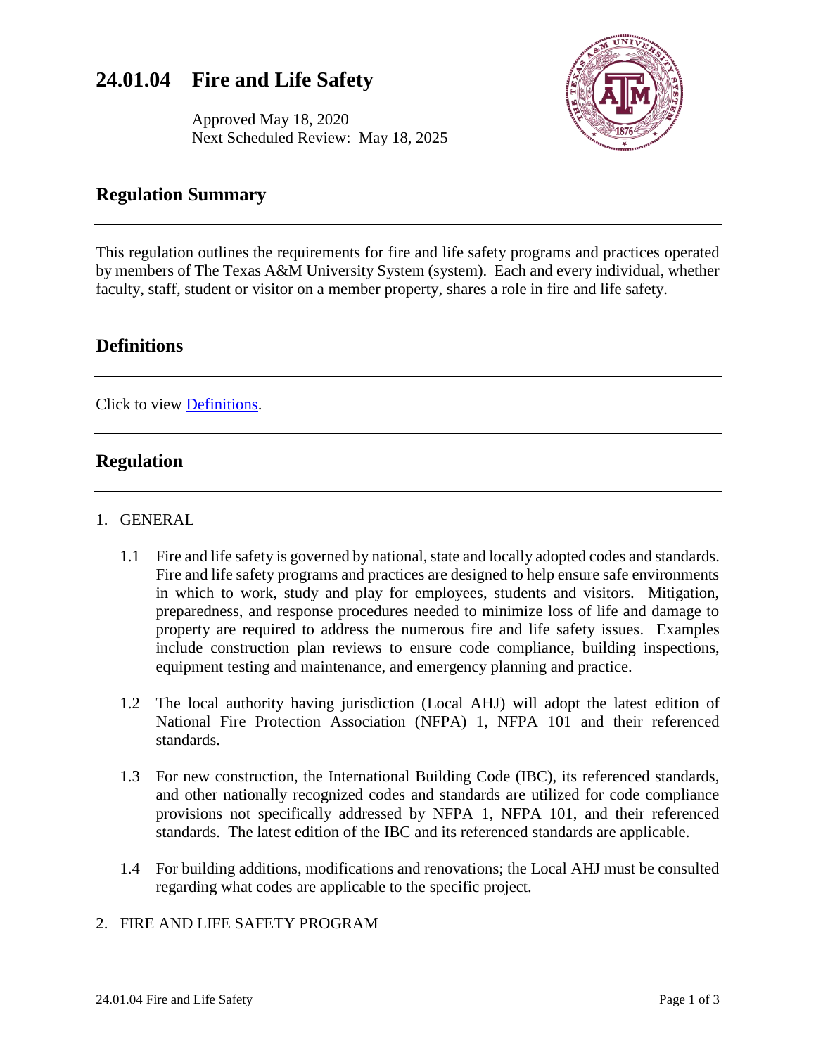# 24.01.04 Fire and Life Safety

Approved May 18, 2020
Next Scheduled Review: May 18, 2025

## Regulation Summary

This regulation outlines the requirements for fire and life safety programs and practices operated by members of The Texas A&M University System (system). Each and every individual, whether faculty, staff, student or visitor on a member property, shares a role in fire and life safety.

## Definitions

Click to view Definitions.

## Regulation

1. GENERAL

   1.1 Fire and life safety is governed by national, state and locally adopted codes and standards. Fire and life safety programs and practices are designed to help ensure safe environments in which to work, study and play for employees, students and visitors. Mitigation, preparedness, and response procedures needed to minimize loss of life and damage to property are required to address the numerous fire and life safety issues. Examples include construction plan reviews to ensure code compliance, building inspections, equipment testing and maintenance, and emergency planning and practice.

   1.2 The local authority having jurisdiction (Local AHJ) will adopt the latest edition of National Fire Protection Association (NFPA) 1, NFPA 101 and their referenced standards.

   1.3 For new construction, the International Building Code (IBC), its referenced standards, and other nationally recognized codes and standards are utilized for code compliance provisions not specifically addressed by NFPA 1, NFPA 101, and their referenced standards. The latest edition of the IBC and its referenced standards are applicable.

   1.4 For building additions, modifications and renovations; the Local AHJ must be consulted regarding what codes are applicable to the specific project.

2. FIRE AND LIFE SAFETY PROGRAM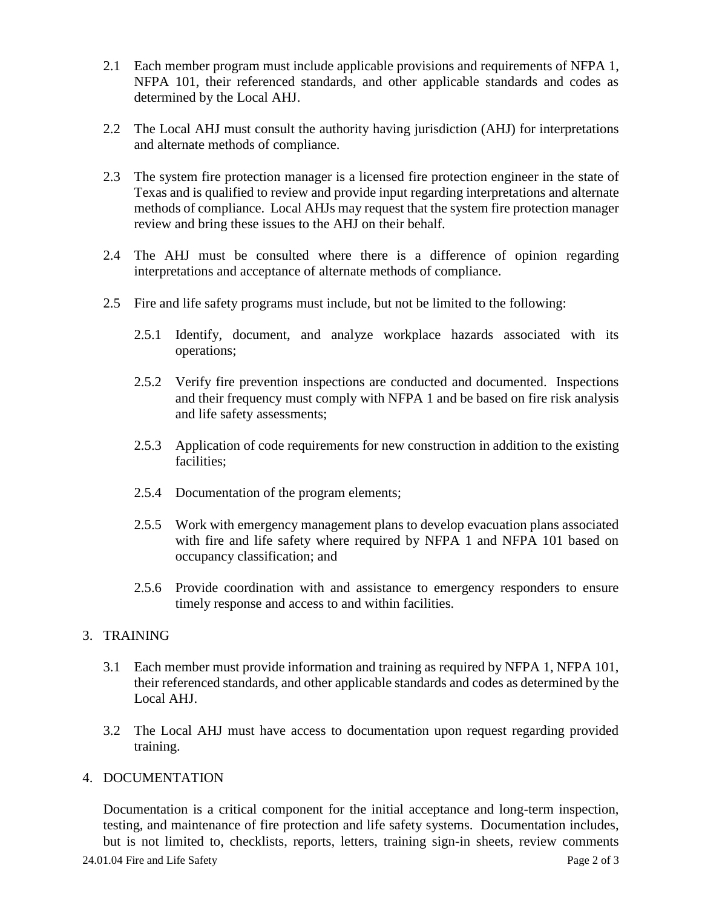2.1 Each member program must include applicable provisions and requirements of NFPA 1, NFPA 101, their referenced standards, and other applicable standards and codes as determined by the Local AHJ.

2.2 The Local AHJ must consult the authority having jurisdiction (AHJ) for interpretations and alternate methods of compliance.

2.3 The system fire protection manager is a licensed fire protection engineer in the state of Texas and is qualified to review and provide input regarding interpretations and alternate methods of compliance. Local AHJs may request that the system fire protection manager review and bring these issues to the AHJ on their behalf.

2.4 The AHJ must be consulted where there is a difference of opinion regarding interpretations and acceptance of alternate methods of compliance.

2.5 Fire and life safety programs must include, but not be limited to the following:

2.5.1 Identify, document, and analyze workplace hazards associated with its operations;

2.5.2 Verify fire prevention inspections are conducted and documented. Inspections and their frequency must comply with NFPA 1 and be based on fire risk analysis and life safety assessments;

2.5.3 Application of code requirements for new construction in addition to the existing facilities;

2.5.4 Documentation of the program elements;

2.5.5 Work with emergency management plans to develop evacuation plans associated with fire and life safety where required by NFPA 1 and NFPA 101 based on occupancy classification; and

2.5.6 Provide coordination with and assistance to emergency responders to ensure timely response and access to and within facilities.

## 3. TRAINING

3.1 Each member must provide information and training as required by NFPA 1, NFPA 101, their referenced standards, and other applicable standards and codes as determined by the Local AHJ.

3.2 The Local AHJ must have access to documentation upon request regarding provided training.

## 4. DOCUMENTATION

Documentation is a critical component for the initial acceptance and long-term inspection, testing, and maintenance of fire protection and life safety systems. Documentation includes, but is not limited to, checklists, reports, letters, training sign-in sheets, review comments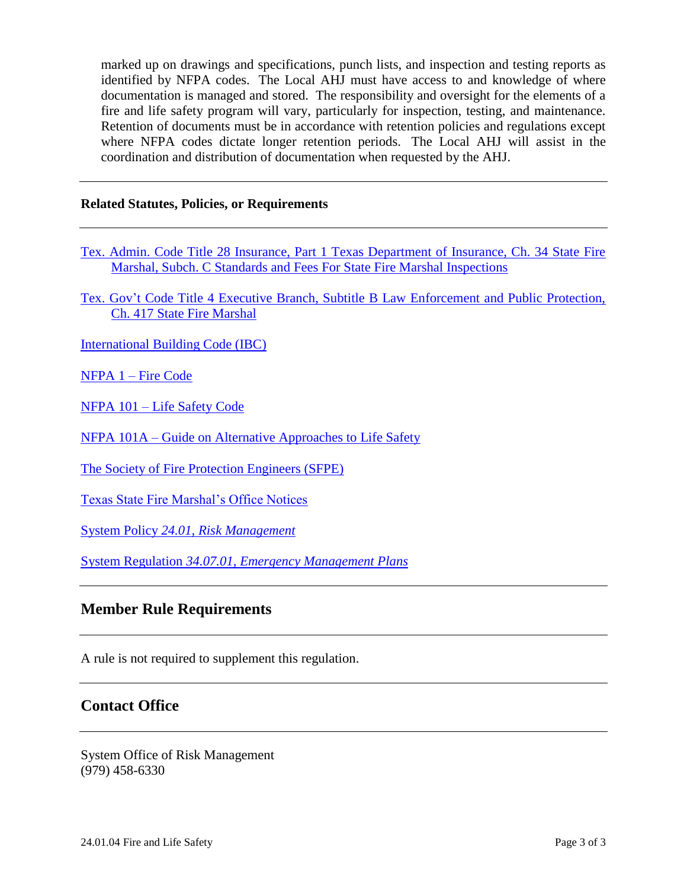marked up on drawings and specifications, punch lists, and inspection and testing reports as identified by NFPA codes. The Local AHJ must have access to and knowledge of where documentation is managed and stored. The responsibility and oversight for the elements of a fire and life safety program will vary, particularly for inspection, testing, and maintenance. Retention of documents must be in accordance with retention policies and regulations except where NFPA codes dictate longer retention periods. The Local AHJ will assist in the coordination and distribution of documentation when requested by the AHJ.

---

**Related Statutes, Policies, or Requirements**

---

Tex. Admin. Code Title 28 Insurance, Part 1 Texas Department of Insurance, Ch. 34 State Fire Marshal, Subch. C Standards and Fees For State Fire Marshal Inspections

Tex. Gov't Code Title 4 Executive Branch, Subtitle B Law Enforcement and Public Protection, Ch. 417 State Fire Marshal

International Building Code (IBC)

NFPA 1 – Fire Code

NFPA 101 – Life Safety Code

NFPA 101A – Guide on Alternative Approaches to Life Safety

The Society of Fire Protection Engineers (SFPE)

Texas State Fire Marshal's Office Notices

System Policy *24.01, Risk Management*

System Regulation *34.07.01, Emergency Management Plans*

---

## Member Rule Requirements

---

A rule is not required to supplement this regulation.

---

## Contact Office

---

System Office of Risk Management
(979) 458-6330